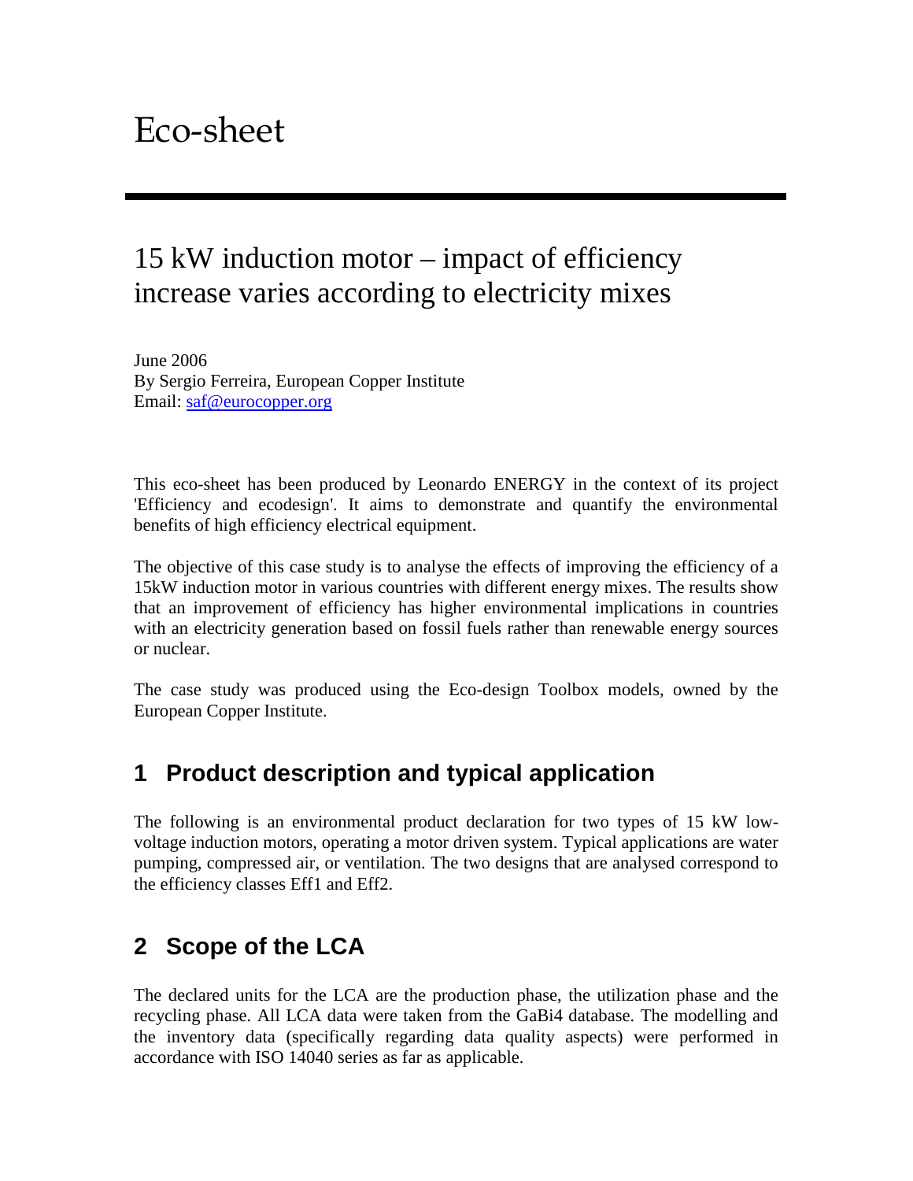# Eco-sheet

## 15 kW induction motor – impact of efficiency increase varies according to electricity mixes

June 2006
By Sergio Ferreira, European Copper Institute
Email: saf@eurocopper.org

This eco-sheet has been produced by Leonardo ENERGY in the context of its project 'Efficiency and ecodesign'. It aims to demonstrate and quantify the environmental benefits of high efficiency electrical equipment.

The objective of this case study is to analyse the effects of improving the efficiency of a 15kW induction motor in various countries with different energy mixes. The results show that an improvement of efficiency has higher environmental implications in countries with an electricity generation based on fossil fuels rather than renewable energy sources or nuclear.

The case study was produced using the Eco-design Toolbox models, owned by the European Copper Institute.

## 1 Product description and typical application

The following is an environmental product declaration for two types of 15 kW low-voltage induction motors, operating a motor driven system. Typical applications are water pumping, compressed air, or ventilation. The two designs that are analysed correspond to the efficiency classes Eff1 and Eff2.

## 2 Scope of the LCA

The declared units for the LCA are the production phase, the utilization phase and the recycling phase. All LCA data were taken from the GaBi4 database. The modelling and the inventory data (specifically regarding data quality aspects) were performed in accordance with ISO 14040 series as far as applicable.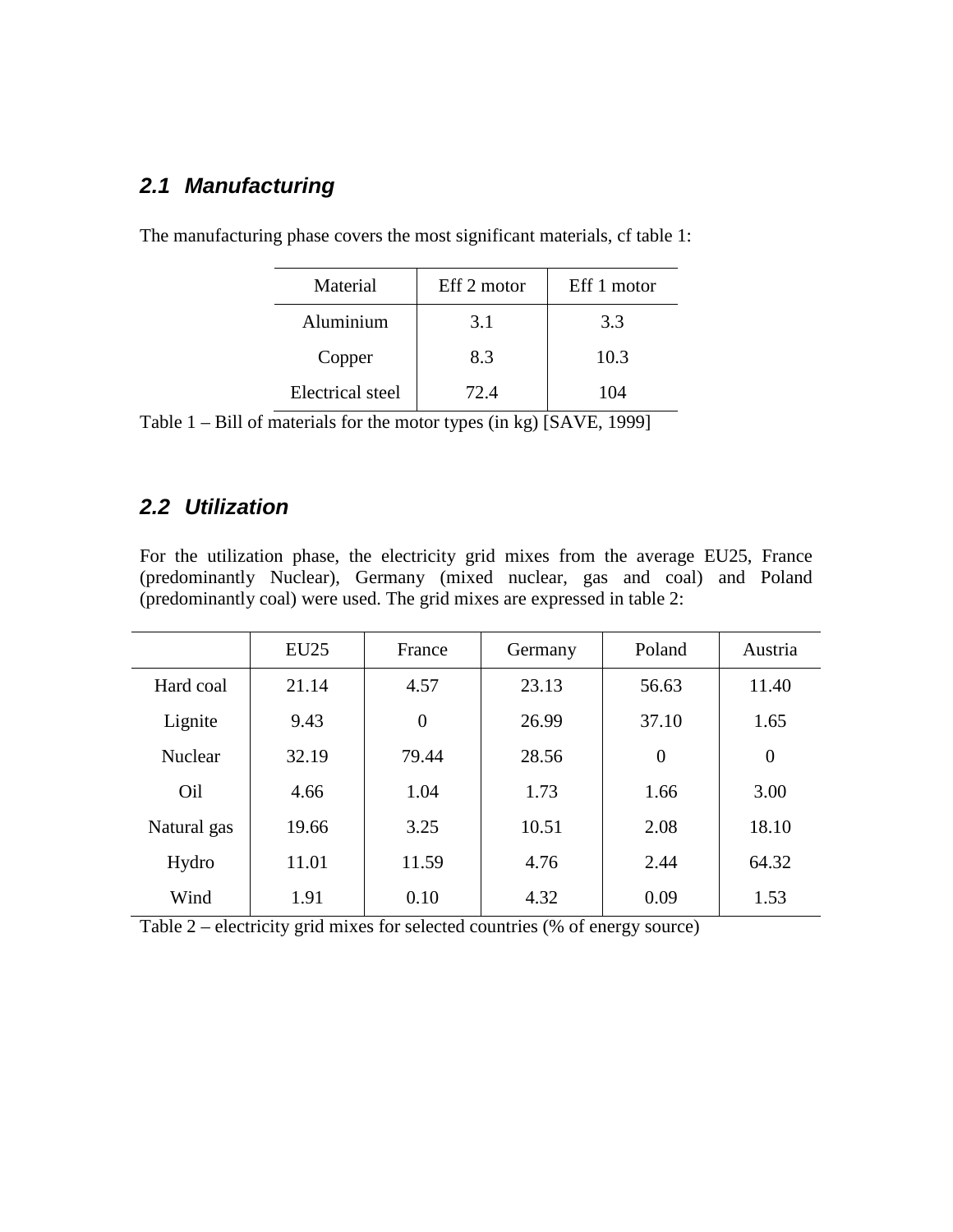### 2.1 Manufacturing

The manufacturing phase covers the most significant materials, cf table 1:

| Material | Eff 2 motor | Eff 1 motor |
|---|---|---|
| Aluminium | 3.1 | 3.3 |
| Copper | 8.3 | 10.3 |
| Electrical steel | 72.4 | 104 |

Table 1 – Bill of materials for the motor types (in kg) [SAVE, 1999]

### 2.2 Utilization

For the utilization phase, the electricity grid mixes from the average EU25, France (predominantly Nuclear), Germany (mixed nuclear, gas and coal) and Poland (predominantly coal) were used. The grid mixes are expressed in table 2:

| | EU25 | France | Germany | Poland | Austria |
|---|---|---|---|---|---|
| Hard coal | 21.14 | 4.57 | 23.13 | 56.63 | 11.40 |
| Lignite | 9.43 | 0 | 26.99 | 37.10 | 1.65 |
| Nuclear | 32.19 | 79.44 | 28.56 | 0 | 0 |
| Oil | 4.66 | 1.04 | 1.73 | 1.66 | 3.00 |
| Natural gas | 19.66 | 3.25 | 10.51 | 2.08 | 18.10 |
| Hydro | 11.01 | 11.59 | 4.76 | 2.44 | 64.32 |
| Wind | 1.91 | 0.10 | 4.32 | 0.09 | 1.53 |

Table 2 – electricity grid mixes for selected countries (% of energy source)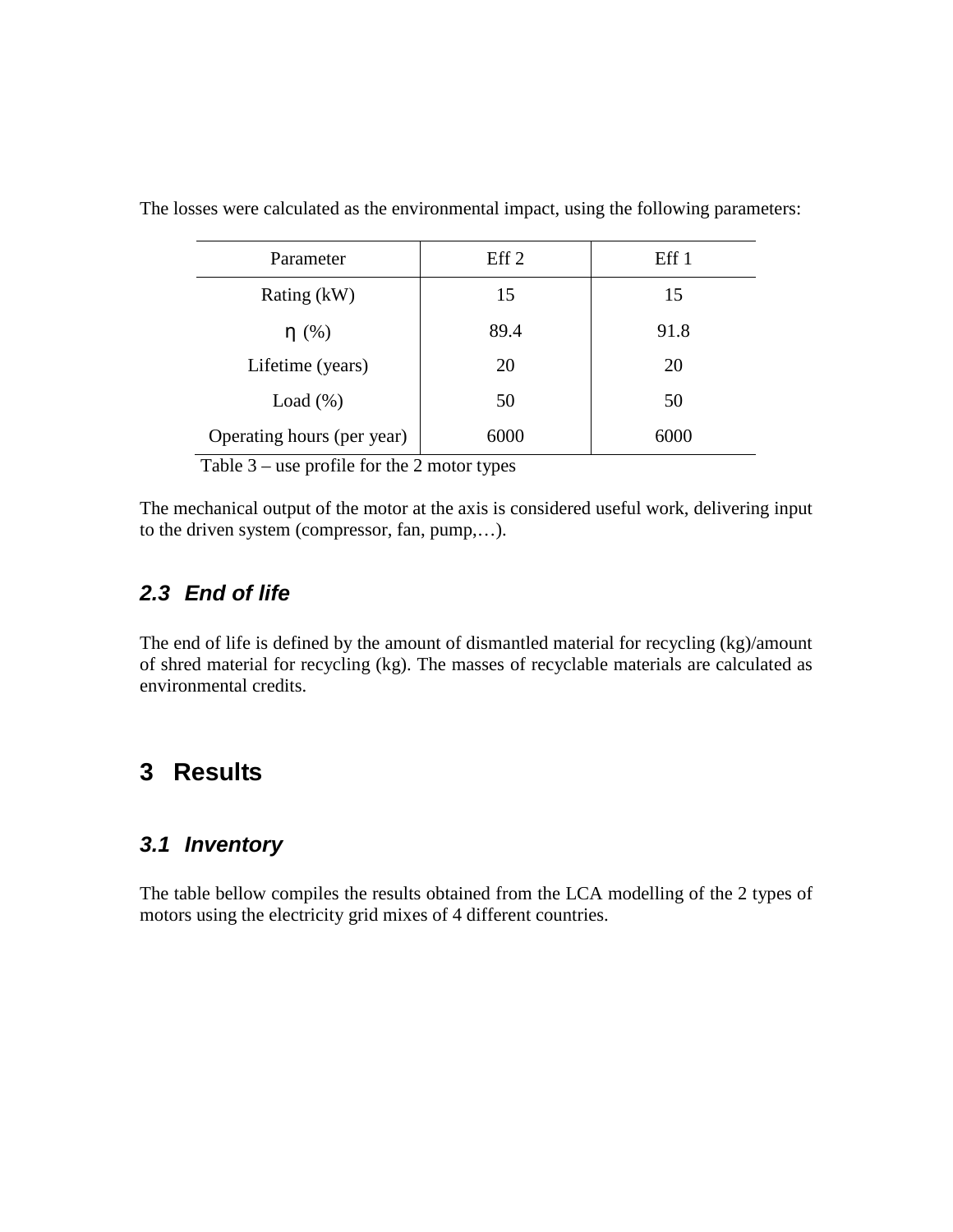The losses were calculated as the environmental impact, using the following parameters:

| Parameter | Eff 2 | Eff 1 |
| --- | --- | --- |
| Rating (kW) | 15 | 15 |
| η (%) | 89.4 | 91.8 |
| Lifetime (years) | 20 | 20 |
| Load (%) | 50 | 50 |
| Operating hours (per year) | 6000 | 6000 |

Table 3 – use profile for the 2 motor types

The mechanical output of the motor at the axis is considered useful work, delivering input to the driven system (compressor, fan, pump,…).

### *2.3 End of life*

The end of life is defined by the amount of dismantled material for recycling (kg)/amount of shred material for recycling (kg). The masses of recyclable materials are calculated as environmental credits.

## 3 Results

### *3.1 Inventory*

The table bellow compiles the results obtained from the LCA modelling of the 2 types of motors using the electricity grid mixes of 4 different countries.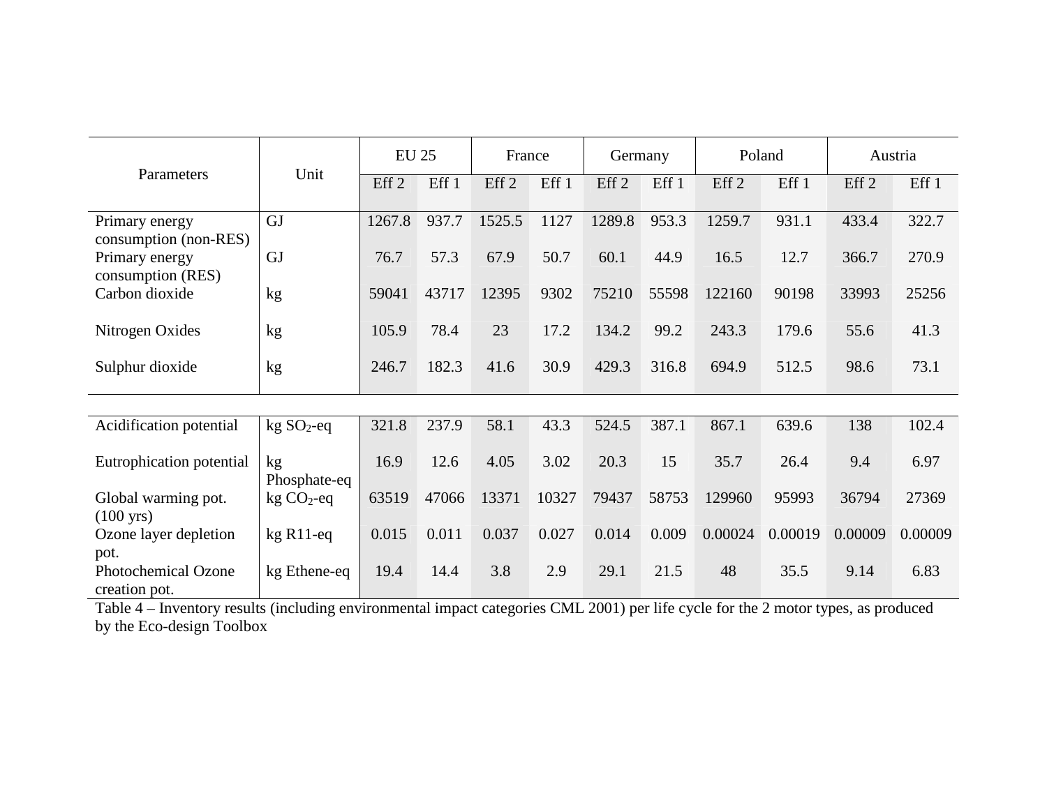| Parameters | Unit | EU 25 | | France | | Germany | | Poland | | Austria | |
|---|---|---|---|---|---|---|---|---|---|---|---|
| | | Eff 2 | Eff 1 | Eff 2 | Eff 1 | Eff 2 | Eff 1 | Eff 2 | Eff 1 | Eff 2 | Eff 1 |
| Primary energy consumption (non-RES) | GJ | 1267.8 | 937.7 | 1525.5 | 1127 | 1289.8 | 953.3 | 1259.7 | 931.1 | 433.4 | 322.7 |
| Primary energy consumption (RES) | GJ | 76.7 | 57.3 | 67.9 | 50.7 | 60.1 | 44.9 | 16.5 | 12.7 | 366.7 | 270.9 |
| Carbon dioxide | kg | 59041 | 43717 | 12395 | 9302 | 75210 | 55598 | 122160 | 90198 | 33993 | 25256 |
| Nitrogen Oxides | kg | 105.9 | 78.4 | 23 | 17.2 | 134.2 | 99.2 | 243.3 | 179.6 | 55.6 | 41.3 |
| Sulphur dioxide | kg | 246.7 | 182.3 | 41.6 | 30.9 | 429.3 | 316.8 | 694.9 | 512.5 | 98.6 | 73.1 |
| Acidification potential | kg $SO_2$-eq | 321.8 | 237.9 | 58.1 | 43.3 | 524.5 | 387.1 | 867.1 | 639.6 | 138 | 102.4 |
| Eutrophication potential | kg Phosphate-eq | 16.9 | 12.6 | 4.05 | 3.02 | 20.3 | 15 | 35.7 | 26.4 | 9.4 | 6.97 |
| Global warming pot. (100 yrs) | kg $CO_2$-eq | 63519 | 47066 | 13371 | 10327 | 79437 | 58753 | 129960 | 95993 | 36794 | 27369 |
| Ozone layer depletion pot. | kg R11-eq | 0.015 | 0.011 | 0.037 | 0.027 | 0.014 | 0.009 | 0.00024 | 0.00019 | 0.00009 | 0.00009 |
| Photochemical Ozone creation pot. | kg Ethene-eq | 19.4 | 14.4 | 3.8 | 2.9 | 29.1 | 21.5 | 48 | 35.5 | 9.14 | 6.83 |

Table 4 – Inventory results (including environmental impact categories CML 2001) per life cycle for the 2 motor types, as produced by the Eco-design Toolbox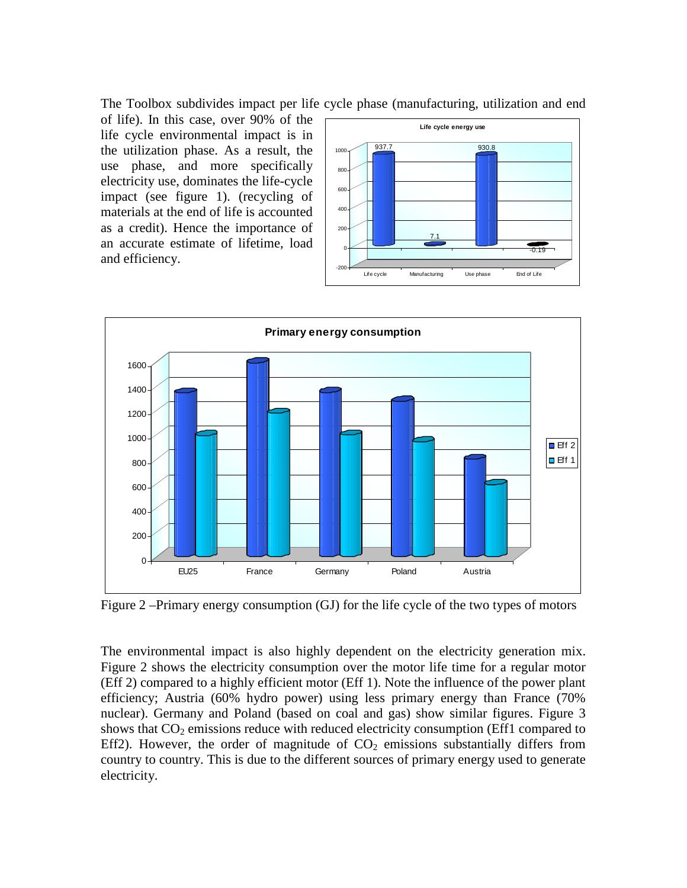The Toolbox subdivides impact per life cycle phase (manufacturing, utilization and end of life). In this case, over 90% of the life cycle environmental impact is in the utilization phase. As a result, the use phase, and more specifically electricity use, dominates the life-cycle impact (see figure 1). (recycling of materials at the end of life is accounted as a credit). Hence the importance of an accurate estimate of lifetime, load and efficiency.

Figure 2 –Primary energy consumption (GJ) for the life cycle of the two types of motors

The environmental impact is also highly dependent on the electricity generation mix. Figure 2 shows the electricity consumption over the motor life time for a regular motor (Eff 2) compared to a highly efficient motor (Eff 1). Note the influence of the power plant efficiency; Austria (60% hydro power) using less primary energy than France (70% nuclear). Germany and Poland (based on coal and gas) show similar figures. Figure 3 shows that $CO_2$ emissions reduce with reduced electricity consumption (Eff1 compared to Eff2). However, the order of magnitude of $CO_2$ emissions substantially differs from country to country. This is due to the different sources of primary energy used to generate electricity.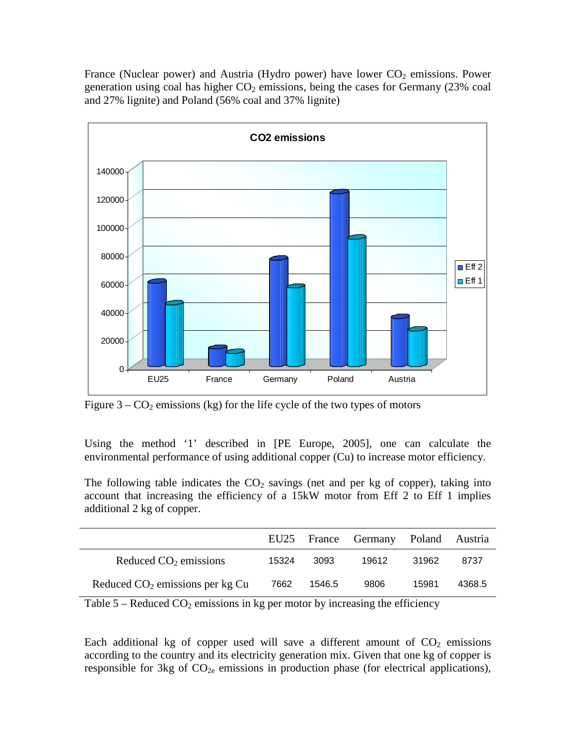France (Nuclear power) and Austria (Hydro power) have lower $CO_2$ emissions. Power generation using coal has higher $CO_2$ emissions, being the cases for Germany (23% coal and 27% lignite) and Poland (56% coal and 37% lignite)

Figure 3 – $CO_2$ emissions (kg) for the life cycle of the two types of motors

Using the method '1' described in [PE Europe, 2005], one can calculate the environmental performance of using additional copper (Cu) to increase motor efficiency.

The following table indicates the $CO_2$ savings (net and per kg of copper), taking into account that increasing the efficiency of a 15kW motor from Eff 2 to Eff 1 implies additional 2 kg of copper.

| | EU25 | France | Germany | Poland | Austria |
|---|---|---|---|---|---|
| Reduced $CO_2$ emissions | 15324 | 3093 | 19612 | 31962 | 8737 |
| Reduced $CO_2$ emissions per kg Cu | 7662 | 1546.5 | 9806 | 15981 | 4368.5 |

Table 5 – Reduced $CO_2$ emissions in kg per motor by increasing the efficiency

Each additional kg of copper used will save a different amount of $CO_2$ emissions according to the country and its electricity generation mix. Given that one kg of copper is responsible for 3kg of $CO_{2e}$ emissions in production phase (for electrical applications),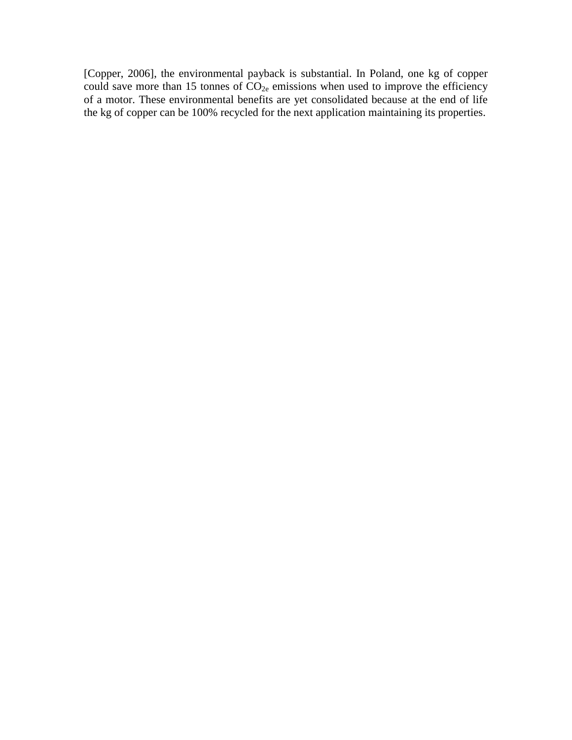[Copper, 2006], the environmental payback is substantial. In Poland, one kg of copper could save more than 15 tonnes of $CO_{2e}$ emissions when used to improve the efficiency of a motor. These environmental benefits are yet consolidated because at the end of life the kg of copper can be 100% recycled for the next application maintaining its properties.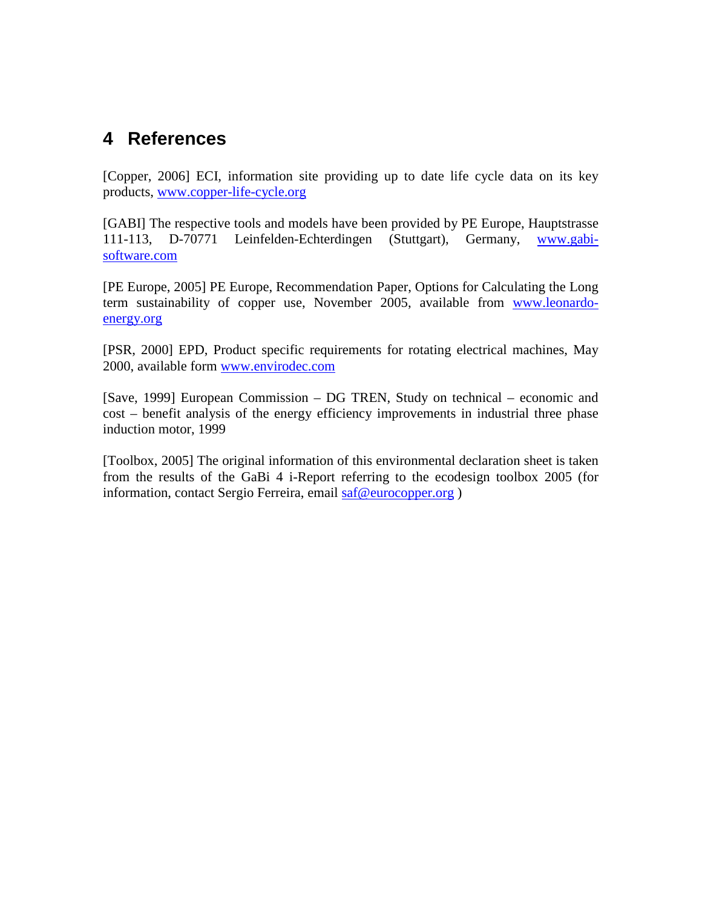## 4 References

[Copper, 2006] ECI, information site providing up to date life cycle data on its key products, www.copper-life-cycle.org

[GABI] The respective tools and models have been provided by PE Europe, Hauptstrasse 111-113, D-70771 Leinfelden-Echterdingen (Stuttgart), Germany, www.gabi-software.com

[PE Europe, 2005] PE Europe, Recommendation Paper, Options for Calculating the Long term sustainability of copper use, November 2005, available from www.leonardo-energy.org

[PSR, 2000] EPD, Product specific requirements for rotating electrical machines, May 2000, available form www.envirodec.com

[Save, 1999] European Commission – DG TREN, Study on technical – economic and cost – benefit analysis of the energy efficiency improvements in industrial three phase induction motor, 1999

[Toolbox, 2005] The original information of this environmental declaration sheet is taken from the results of the GaBi 4 i-Report referring to the ecodesign toolbox 2005 (for information, contact Sergio Ferreira, email saf@eurocopper.org )